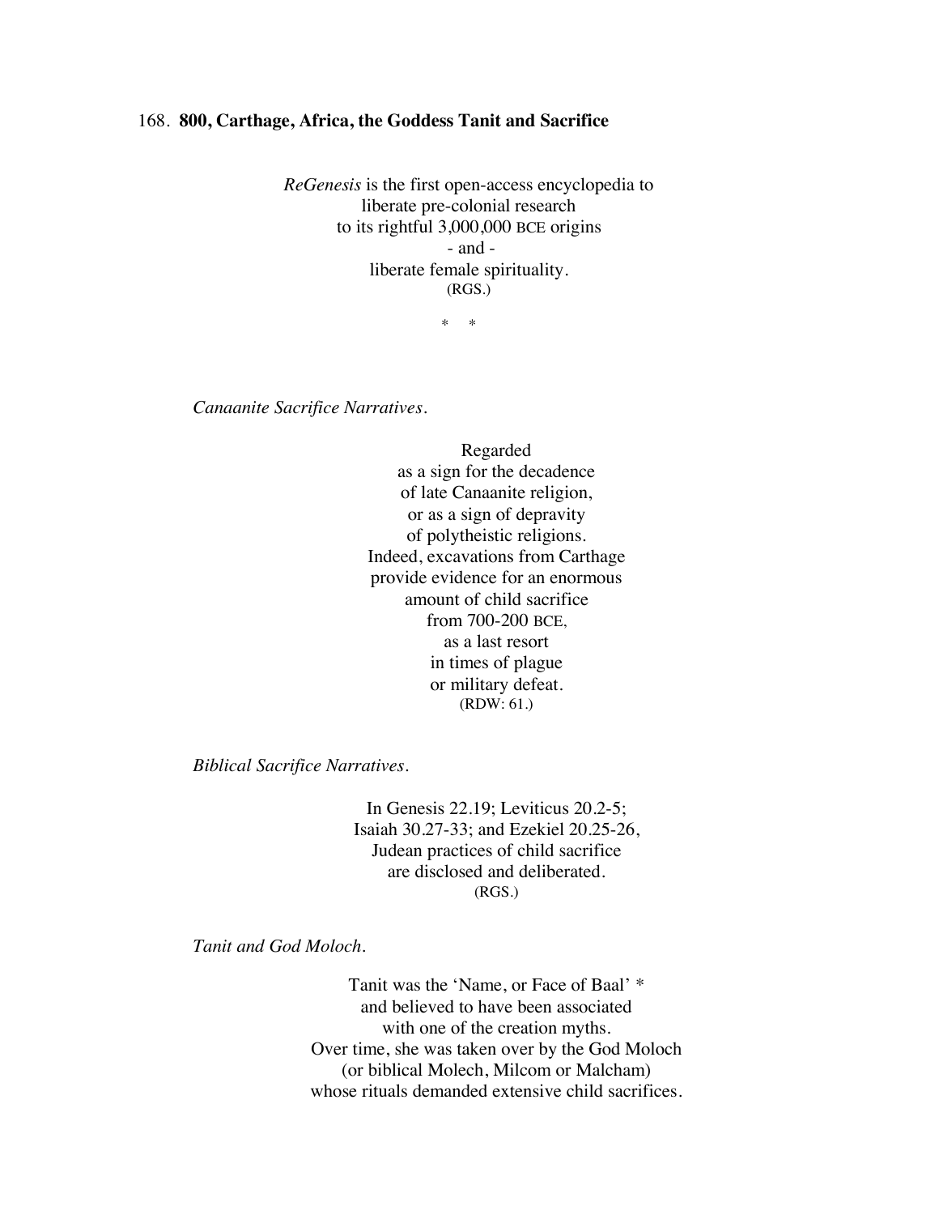168. **800, Carthage, Africa, the Goddess Tanit and Sacrifice**

*ReGenesis* is the first open-access encyclopedia to
liberate pre-colonial research
to its rightful 3,000,000 BCE origins
\- and -
liberate female spirituality.
(RGS.)

\*    \*

*Canaanite Sacrifice Narratives.*

Regarded
as a sign for the decadence
of late Canaanite religion,
or as a sign of depravity
of polytheistic religions.
Indeed, excavations from Carthage
provide evidence for an enormous
amount of child sacrifice
from 700-200 BCE,
as a last resort
in times of plague
or military defeat.
(RDW: 61.)

*Biblical Sacrifice Narratives.*

In Genesis 22.19; Leviticus 20.2-5;
Isaiah 30.27-33; and Ezekiel 20.25-26,
Judean practices of child sacrifice
are disclosed and deliberated.
(RGS.)

*Tanit and God Moloch.*

Tanit was the 'Name, or Face of Baal' *
and believed to have been associated
with one of the creation myths.
Over time, she was taken over by the God Moloch
(or biblical Molech, Milcom or Malcham)
whose rituals demanded extensive child sacrifices.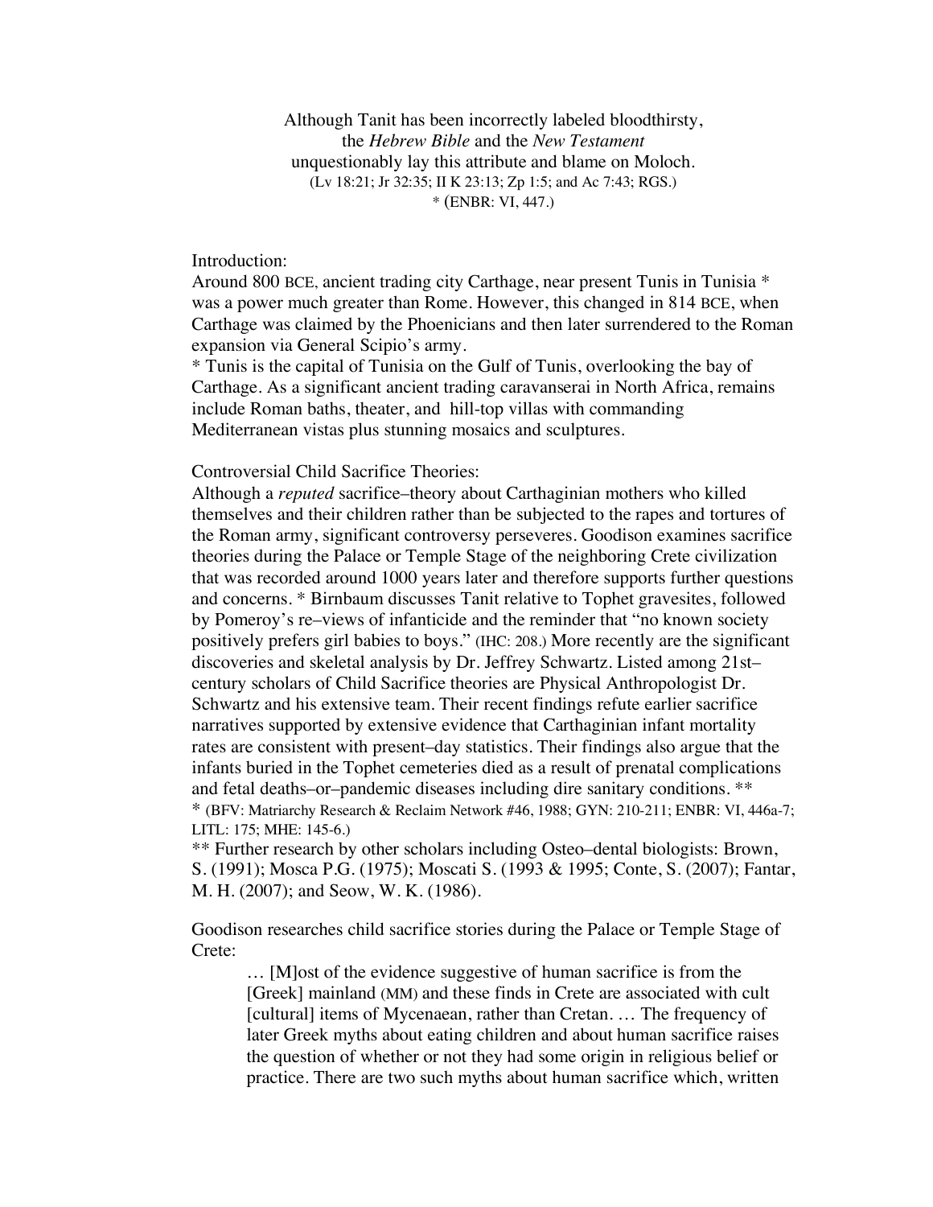Although Tanit has been incorrectly labeled bloodthirsty, the *Hebrew Bible* and the *New Testament* unquestionably lay this attribute and blame on Moloch. (Lv 18:21; Jr 32:35; II K 23:13; Zp 1:5; and Ac 7:43; RGS.) * (ENBR: VI, 447.)

Introduction:
Around 800 BCE, ancient trading city Carthage, near present Tunis in Tunisia * was a power much greater than Rome. However, this changed in 814 BCE, when Carthage was claimed by the Phoenicians and then later surrendered to the Roman expansion via General Scipio's army.
* Tunis is the capital of Tunisia on the Gulf of Tunis, overlooking the bay of Carthage. As a significant ancient trading caravanserai in North Africa, remains include Roman baths, theater, and hill-top villas with commanding Mediterranean vistas plus stunning mosaics and sculptures.

Controversial Child Sacrifice Theories:
Although a *reputed* sacrifice–theory about Carthaginian mothers who killed themselves and their children rather than be subjected to the rapes and tortures of the Roman army, significant controversy perseveres. Goodison examines sacrifice theories during the Palace or Temple Stage of the neighboring Crete civilization that was recorded around 1000 years later and therefore supports further questions and concerns. * Birnbaum discusses Tanit relative to Tophet gravesites, followed by Pomeroy's re–views of infanticide and the reminder that "no known society positively prefers girl babies to boys." (IHC: 208.) More recently are the significant discoveries and skeletal analysis by Dr. Jeffrey Schwartz. Listed among 21st–century scholars of Child Sacrifice theories are Physical Anthropologist Dr. Schwartz and his extensive team. Their recent findings refute earlier sacrifice narratives supported by extensive evidence that Carthaginian infant mortality rates are consistent with present–day statistics. Their findings also argue that the infants buried in the Tophet cemeteries died as a result of prenatal complications and fetal deaths–or–pandemic diseases including dire sanitary conditions. **
* (BFV: Matriarchy Research & Reclaim Network #46, 1988; GYN: 210-211; ENBR: VI, 446a-7; LITL: 175; MHE: 145-6.)
** Further research by other scholars including Osteo–dental biologists: Brown, S. (1991); Mosca P.G. (1975); Moscati S. (1993 & 1995; Conte, S. (2007); Fantar, M. H. (2007); and Seow, W. K. (1986).

Goodison researches child sacrifice stories during the Palace or Temple Stage of Crete:

> … [M]ost of the evidence suggestive of human sacrifice is from the [Greek] mainland (MM) and these finds in Crete are associated with cult [cultural] items of Mycenaean, rather than Cretan. … The frequency of later Greek myths about eating children and about human sacrifice raises the question of whether or not they had some origin in religious belief or practice. There are two such myths about human sacrifice which, written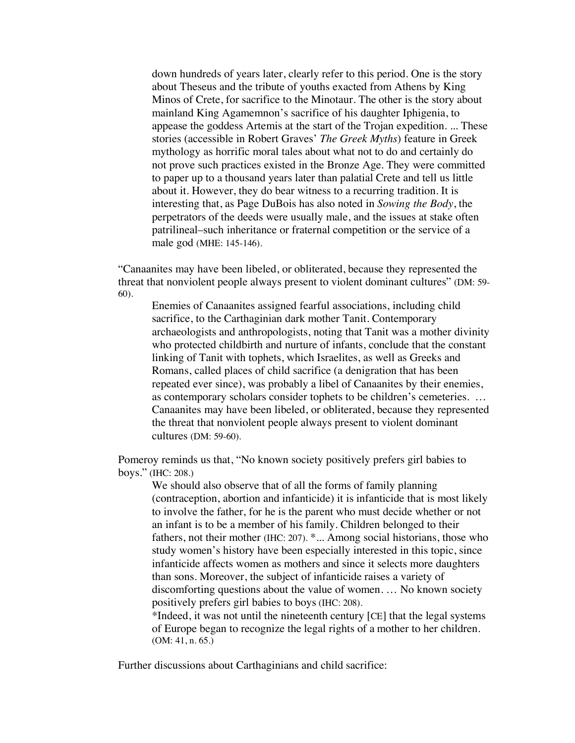> down hundreds of years later, clearly refer to this period. One is the story about Theseus and the tribute of youths exacted from Athens by King Minos of Crete, for sacrifice to the Minotaur. The other is the story about mainland King Agamemnon's sacrifice of his daughter Iphigenia, to appease the goddess Artemis at the start of the Trojan expedition. ... These stories (accessible in Robert Graves' *The Greek Myths*) feature in Greek mythology as horrific moral tales about what not to do and certainly do not prove such practices existed in the Bronze Age. They were committed to paper up to a thousand years later than palatial Crete and tell us little about it. However, they do bear witness to a recurring tradition. It is interesting that, as Page DuBois has also noted in *Sowing the Body*, the perpetrators of the deeds were usually male, and the issues at stake often patrilineal–such inheritance or fraternal competition or the service of a male god (MHE: 145-146).

"Canaanites may have been libeled, or obliterated, because they represented the threat that nonviolent people always present to violent dominant cultures" (DM: 59-60).

> Enemies of Canaanites assigned fearful associations, including child sacrifice, to the Carthaginian dark mother Tanit. Contemporary archaeologists and anthropologists, noting that Tanit was a mother divinity who protected childbirth and nurture of infants, conclude that the constant linking of Tanit with tophets, which Israelites, as well as Greeks and Romans, called places of child sacrifice (a denigration that has been repeated ever since), was probably a libel of Canaanites by their enemies, as contemporary scholars consider tophets to be children's cemeteries. … Canaanites may have been libeled, or obliterated, because they represented the threat that nonviolent people always present to violent dominant cultures (DM: 59-60).

Pomeroy reminds us that, "No known society positively prefers girl babies to boys." (IHC: 208.)

> We should also observe that of all the forms of family planning (contraception, abortion and infanticide) it is infanticide that is most likely to involve the father, for he is the parent who must decide whether or not an infant is to be a member of his family. Children belonged to their fathers, not their mother (IHC: 207). *... Among social historians, those who study women's history have been especially interested in this topic, since infanticide affects women as mothers and since it selects more daughters than sons. Moreover, the subject of infanticide raises a variety of discomforting questions about the value of women. … No known society positively prefers girl babies to boys (IHC: 208).
>
> *Indeed, it was not until the nineteenth century [CE] that the legal systems of Europe began to recognize the legal rights of a mother to her children. (OM: 41, n. 65.)

Further discussions about Carthaginians and child sacrifice: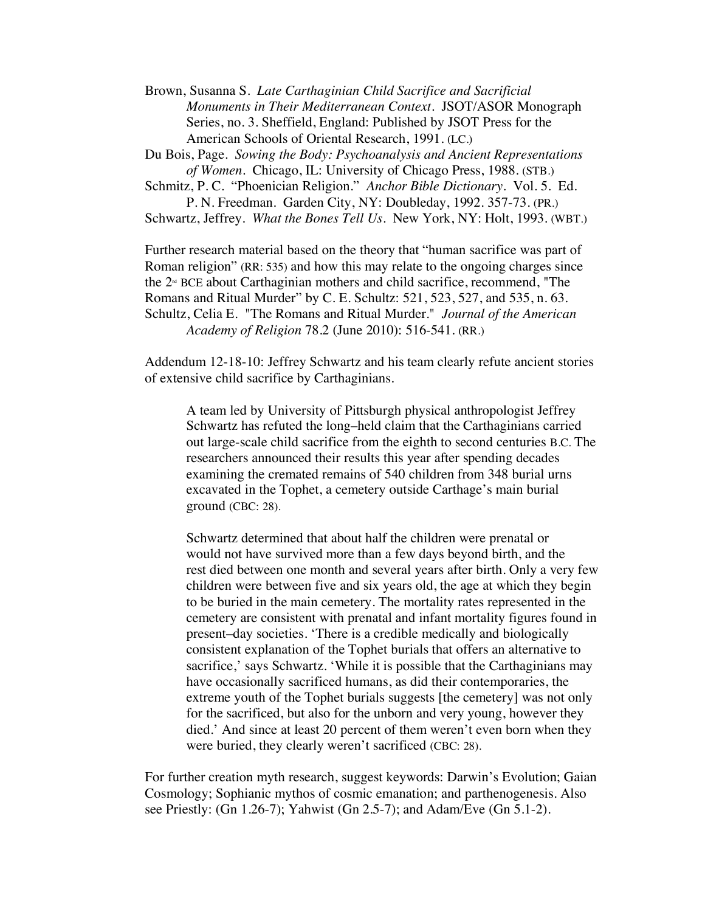Brown, Susanna S. *Late Carthaginian Child Sacrifice and Sacrificial Monuments in Their Mediterranean Context*. JSOT/ASOR Monograph Series, no. 3. Sheffield, England: Published by JSOT Press for the American Schools of Oriental Research, 1991. (LC.)

Du Bois, Page. *Sowing the Body: Psychoanalysis and Ancient Representations of Women*. Chicago, IL: University of Chicago Press, 1988. (STB.)

Schmitz, P. C. "Phoenician Religion." *Anchor Bible Dictionary*. Vol. 5. Ed. P. N. Freedman. Garden City, NY: Doubleday, 1992. 357-73. (PR.)

Schwartz, Jeffrey. *What the Bones Tell Us*. New York, NY: Holt, 1993. (WBT.)

Further research material based on the theory that "human sacrifice was part of Roman religion" (RR: 535) and how this may relate to the ongoing charges since the 2nd BCE about Carthaginian mothers and child sacrifice, recommend, "The Romans and Ritual Murder" by C. E. Schultz: 521, 523, 527, and 535, n. 63.

Schultz, Celia E. "The Romans and Ritual Murder." *Journal of the American Academy of Religion* 78.2 (June 2010): 516-541. (RR.)

Addendum 12-18-10: Jeffrey Schwartz and his team clearly refute ancient stories of extensive child sacrifice by Carthaginians.

> A team led by University of Pittsburgh physical anthropologist Jeffrey Schwartz has refuted the long–held claim that the Carthaginians carried out large-scale child sacrifice from the eighth to second centuries B.C. The researchers announced their results this year after spending decades examining the cremated remains of 540 children from 348 burial urns excavated in the Tophet, a cemetery outside Carthage's main burial ground (CBC: 28).
>
> Schwartz determined that about half the children were prenatal or would not have survived more than a few days beyond birth, and the rest died between one month and several years after birth. Only a very few children were between five and six years old, the age at which they begin to be buried in the main cemetery. The mortality rates represented in the cemetery are consistent with prenatal and infant mortality figures found in present–day societies. 'There is a credible medically and biologically consistent explanation of the Tophet burials that offers an alternative to sacrifice,' says Schwartz. 'While it is possible that the Carthaginians may have occasionally sacrificed humans, as did their contemporaries, the extreme youth of the Tophet burials suggests [the cemetery] was not only for the sacrificed, but also for the unborn and very young, however they died.' And since at least 20 percent of them weren't even born when they were buried, they clearly weren't sacrificed (CBC: 28).

For further creation myth research, suggest keywords: Darwin's Evolution; Gaian Cosmology; Sophianic mythos of cosmic emanation; and parthenogenesis. Also see Priestly: (Gn 1.26-7); Yahwist (Gn 2.5-7); and Adam/Eve (Gn 5.1-2).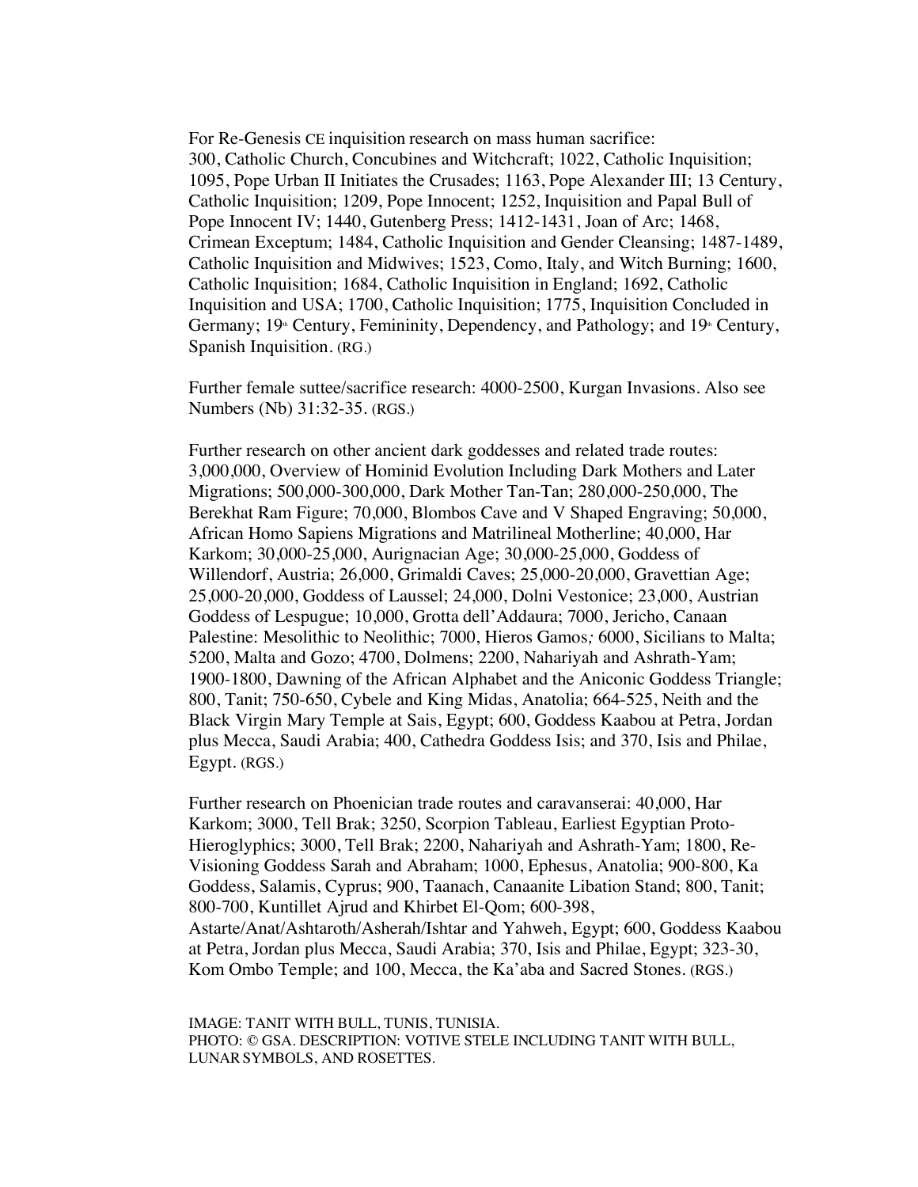For Re-Genesis CE inquisition research on mass human sacrifice: 300, Catholic Church, Concubines and Witchcraft; 1022, Catholic Inquisition; 1095, Pope Urban II Initiates the Crusades; 1163, Pope Alexander III; 13 Century, Catholic Inquisition; 1209, Pope Innocent; 1252, Inquisition and Papal Bull of Pope Innocent IV; 1440, Gutenberg Press; 1412-1431, Joan of Arc; 1468, Crimean Exceptum; 1484, Catholic Inquisition and Gender Cleansing; 1487-1489, Catholic Inquisition and Midwives; 1523, Como, Italy, and Witch Burning; 1600, Catholic Inquisition; 1684, Catholic Inquisition in England; 1692, Catholic Inquisition and USA; 1700, Catholic Inquisition; 1775, Inquisition Concluded in Germany; 19th Century, Femininity, Dependency, and Pathology; and 19th Century, Spanish Inquisition. (RG.)

Further female suttee/sacrifice research: 4000-2500, Kurgan Invasions. Also see Numbers (Nb) 31:32-35. (RGS.)

Further research on other ancient dark goddesses and related trade routes: 3,000,000, Overview of Hominid Evolution Including Dark Mothers and Later Migrations; 500,000-300,000, Dark Mother Tan-Tan; 280,000-250,000, The Berekhat Ram Figure; 70,000, Blombos Cave and V Shaped Engraving; 50,000, African Homo Sapiens Migrations and Matrilineal Motherline; 40,000, Har Karkom; 30,000-25,000, Aurignacian Age; 30,000-25,000, Goddess of Willendorf, Austria; 26,000, Grimaldi Caves; 25,000-20,000, Gravettian Age; 25,000-20,000, Goddess of Laussel; 24,000, Dolni Vestonice; 23,000, Austrian Goddess of Lespugue; 10,000, Grotta dell'Addaura; 7000, Jericho, Canaan Palestine: Mesolithic to Neolithic; 7000, Hieros Gamos*;* 6000, Sicilians to Malta; 5200, Malta and Gozo; 4700, Dolmens; 2200, Nahariyah and Ashrath-Yam; 1900-1800, Dawning of the African Alphabet and the Aniconic Goddess Triangle; 800, Tanit; 750-650, Cybele and King Midas, Anatolia; 664-525, Neith and the Black Virgin Mary Temple at Sais, Egypt; 600, Goddess Kaabou at Petra, Jordan plus Mecca, Saudi Arabia; 400, Cathedra Goddess Isis; and 370, Isis and Philae, Egypt. (RGS.)

Further research on Phoenician trade routes and caravanserai: 40,000, Har Karkom; 3000, Tell Brak; 3250, Scorpion Tableau, Earliest Egyptian Proto-Hieroglyphics; 3000, Tell Brak; 2200, Nahariyah and Ashrath-Yam; 1800, Re-Visioning Goddess Sarah and Abraham; 1000, Ephesus, Anatolia; 900-800, Ka Goddess, Salamis, Cyprus; 900, Taanach, Canaanite Libation Stand; 800, Tanit; 800-700, Kuntillet Ajrud and Khirbet El-Qom; 600-398, Astarte/Anat/Ashtaroth/Asherah/Ishtar and Yahweh, Egypt; 600, Goddess Kaabou at Petra, Jordan plus Mecca, Saudi Arabia; 370, Isis and Philae, Egypt; 323-30, Kom Ombo Temple; and 100, Mecca, the Ka'aba and Sacred Stones. (RGS.)

IMAGE: TANIT WITH BULL, TUNIS, TUNISIA.
PHOTO: © GSA. DESCRIPTION: VOTIVE STELE INCLUDING TANIT WITH BULL, LUNAR SYMBOLS, AND ROSETTES.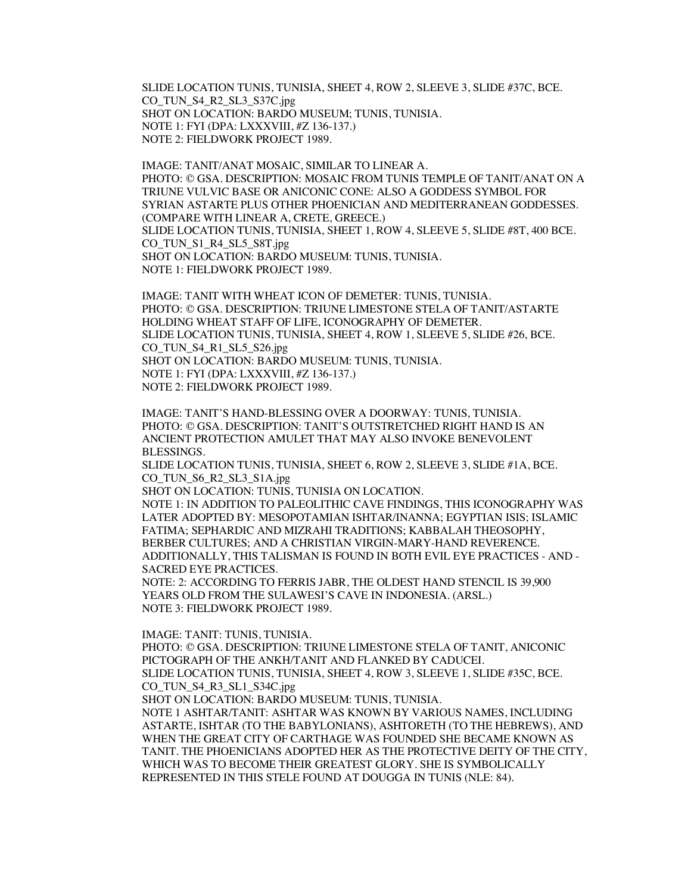SLIDE LOCATION TUNIS, TUNISIA, SHEET 4, ROW 2, SLEEVE 3, SLIDE #37C, BCE.
CO_TUN_S4_R2_SL3_S37C.jpg
SHOT ON LOCATION: BARDO MUSEUM; TUNIS, TUNISIA.
NOTE 1: FYI (DPA: LXXXVIII, #Z 136-137.)
NOTE 2: FIELDWORK PROJECT 1989.

IMAGE: TANIT/ANAT MOSAIC, SIMILAR TO LINEAR A.
PHOTO: © GSA. DESCRIPTION: MOSAIC FROM TUNIS TEMPLE OF TANIT/ANAT ON A TRIUNE VULVIC BASE OR ANICONIC CONE: ALSO A GODDESS SYMBOL FOR SYRIAN ASTARTE PLUS OTHER PHOENICIAN AND MEDITERRANEAN GODDESSES. (COMPARE WITH LINEAR A, CRETE, GREECE.)
SLIDE LOCATION TUNIS, TUNISIA, SHEET 1, ROW 4, SLEEVE 5, SLIDE #8T, 400 BCE.
CO_TUN_S1_R4_SL5_S8T.jpg
SHOT ON LOCATION: BARDO MUSEUM: TUNIS, TUNISIA.
NOTE 1: FIELDWORK PROJECT 1989.

IMAGE: TANIT WITH WHEAT ICON OF DEMETER: TUNIS, TUNISIA.
PHOTO: © GSA. DESCRIPTION: TRIUNE LIMESTONE STELA OF TANIT/ASTARTE HOLDING WHEAT STAFF OF LIFE, ICONOGRAPHY OF DEMETER.
SLIDE LOCATION TUNIS, TUNISIA, SHEET 4, ROW 1, SLEEVE 5, SLIDE #26, BCE.
CO_TUN_S4_R1_SL5_S26.jpg
SHOT ON LOCATION: BARDO MUSEUM: TUNIS, TUNISIA.
NOTE 1: FYI (DPA: LXXXVIII, #Z 136-137.)
NOTE 2: FIELDWORK PROJECT 1989.

IMAGE: TANIT'S HAND-BLESSING OVER A DOORWAY: TUNIS, TUNISIA.
PHOTO: © GSA. DESCRIPTION: TANIT'S OUTSTRETCHED RIGHT HAND IS AN ANCIENT PROTECTION AMULET THAT MAY ALSO INVOKE BENEVOLENT BLESSINGS.
SLIDE LOCATION TUNIS, TUNISIA, SHEET 6, ROW 2, SLEEVE 3, SLIDE #1A, BCE.
CO_TUN_S6_R2_SL3_S1A.jpg
SHOT ON LOCATION: TUNIS, TUNISIA ON LOCATION.
NOTE 1: IN ADDITION TO PALEOLITHIC CAVE FINDINGS, THIS ICONOGRAPHY WAS LATER ADOPTED BY: MESOPOTAMIAN ISHTAR/INANNA; EGYPTIAN ISIS; ISLAMIC FATIMA; SEPHARDIC AND MIZRAHI TRADITIONS; KABBALAH THEOSOPHY, BERBER CULTURES; AND A CHRISTIAN VIRGIN-MARY-HAND REVERENCE. ADDITIONALLY, THIS TALISMAN IS FOUND IN BOTH EVIL EYE PRACTICES - AND - SACRED EYE PRACTICES.
NOTE: 2: ACCORDING TO FERRIS JABR, THE OLDEST HAND STENCIL IS 39,900 YEARS OLD FROM THE SULAWESI'S CAVE IN INDONESIA. (ARSL.)
NOTE 3: FIELDWORK PROJECT 1989.

IMAGE: TANIT: TUNIS, TUNISIA.
PHOTO: © GSA. DESCRIPTION: TRIUNE LIMESTONE STELA OF TANIT, ANICONIC PICTOGRAPH OF THE ANKH/TANIT AND FLANKED BY CADUCEI.
SLIDE LOCATION TUNIS, TUNISIA, SHEET 4, ROW 3, SLEEVE 1, SLIDE #35C, BCE.
CO_TUN_S4_R3_SL1_S34C.jpg
SHOT ON LOCATION: BARDO MUSEUM: TUNIS, TUNISIA.
NOTE 1 ASHTAR/TANIT: ASHTAR WAS KNOWN BY VARIOUS NAMES, INCLUDING ASTARTE, ISHTAR (TO THE BABYLONIANS), ASHTORETH (TO THE HEBREWS), AND WHEN THE GREAT CITY OF CARTHAGE WAS FOUNDED SHE BECAME KNOWN AS TANIT. THE PHOENICIANS ADOPTED HER AS THE PROTECTIVE DEITY OF THE CITY, WHICH WAS TO BECOME THEIR GREATEST GLORY. SHE IS SYMBOLICALLY REPRESENTED IN THIS STELE FOUND AT DOUGGA IN TUNIS (NLE: 84).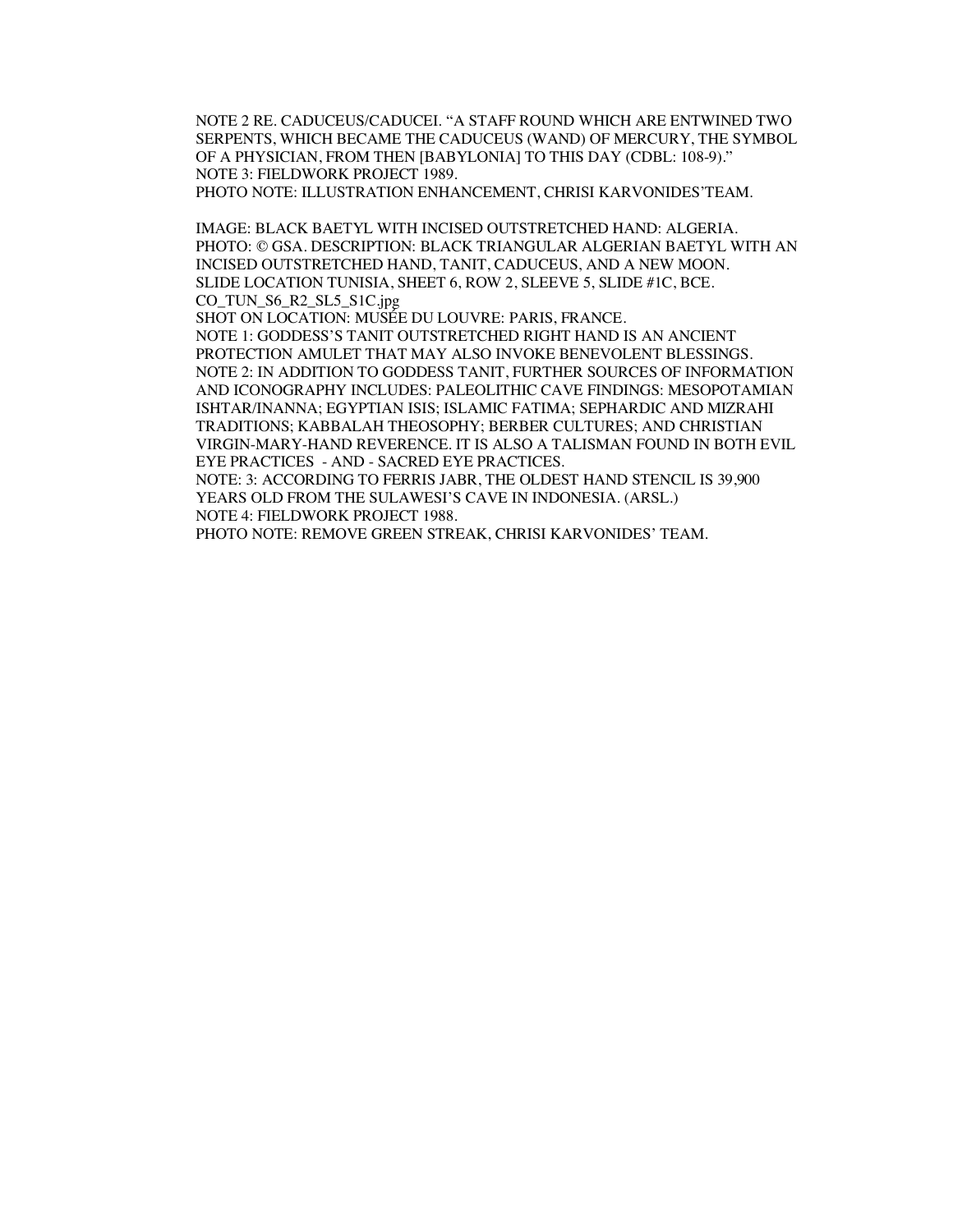NOTE 2 RE. CADUCEUS/CADUCEI. "A STAFF ROUND WHICH ARE ENTWINED TWO SERPENTS, WHICH BECAME THE CADUCEUS (WAND) OF MERCURY, THE SYMBOL OF A PHYSICIAN, FROM THEN [BABYLONIA] TO THIS DAY (CDBL: 108-9)."
NOTE 3: FIELDWORK PROJECT 1989.
PHOTO NOTE: ILLUSTRATION ENHANCEMENT, CHRISI KARVONIDES'TEAM.

IMAGE: BLACK BAETYL WITH INCISED OUTSTRETCHED HAND: ALGERIA.
PHOTO: © GSA. DESCRIPTION: BLACK TRIANGULAR ALGERIAN BAETYL WITH AN INCISED OUTSTRETCHED HAND, TANIT, CADUCEUS, AND A NEW MOON.
SLIDE LOCATION TUNISIA, SHEET 6, ROW 2, SLEEVE 5, SLIDE #1C, BCE.
CO_TUN_S6_R2_SL5_S1C.jpg
SHOT ON LOCATION: MUSÉE DU LOUVRE: PARIS, FRANCE.
NOTE 1: GODDESS'S TANIT OUTSTRETCHED RIGHT HAND IS AN ANCIENT PROTECTION AMULET THAT MAY ALSO INVOKE BENEVOLENT BLESSINGS.
NOTE 2: IN ADDITION TO GODDESS TANIT, FURTHER SOURCES OF INFORMATION AND ICONOGRAPHY INCLUDES: PALEOLITHIC CAVE FINDINGS: MESOPOTAMIAN ISHTAR/INANNA; EGYPTIAN ISIS; ISLAMIC FATIMA; SEPHARDIC AND MIZRAHI TRADITIONS; KABBALAH THEOSOPHY; BERBER CULTURES; AND CHRISTIAN VIRGIN-MARY-HAND REVERENCE. IT IS ALSO A TALISMAN FOUND IN BOTH EVIL EYE PRACTICES - AND - SACRED EYE PRACTICES.
NOTE: 3: ACCORDING TO FERRIS JABR, THE OLDEST HAND STENCIL IS 39,900 YEARS OLD FROM THE SULAWESI'S CAVE IN INDONESIA. (ARSL.)
NOTE 4: FIELDWORK PROJECT 1988.
PHOTO NOTE: REMOVE GREEN STREAK, CHRISI KARVONIDES' TEAM.